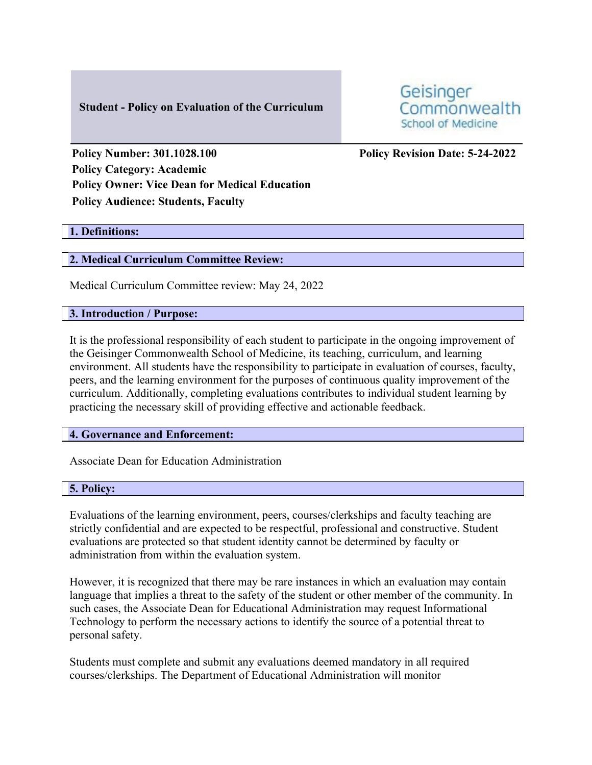**Student - Policy on Evaluation of the Curriculum**

Geisinger Commonwealth School of Medicine

**Policy Number: 301.1028.100**
**Policy Revision Date: 5-24-2022**
**Policy Category: Academic**
**Policy Owner: Vice Dean for Medical Education**
**Policy Audience: Students, Faculty**

## 1. Definitions:

## 2. Medical Curriculum Committee Review:

Medical Curriculum Committee review: May 24, 2022

## 3. Introduction / Purpose:

It is the professional responsibility of each student to participate in the ongoing improvement of the Geisinger Commonwealth School of Medicine, its teaching, curriculum, and learning environment. All students have the responsibility to participate in evaluation of courses, faculty, peers, and the learning environment for the purposes of continuous quality improvement of the curriculum. Additionally, completing evaluations contributes to individual student learning by practicing the necessary skill of providing effective and actionable feedback.

## 4. Governance and Enforcement:

Associate Dean for Education Administration

## 5. Policy:

Evaluations of the learning environment, peers, courses/clerkships and faculty teaching are strictly confidential and are expected to be respectful, professional and constructive. Student evaluations are protected so that student identity cannot be determined by faculty or administration from within the evaluation system.

However, it is recognized that there may be rare instances in which an evaluation may contain language that implies a threat to the safety of the student or other member of the community. In such cases, the Associate Dean for Educational Administration may request Informational Technology to perform the necessary actions to identify the source of a potential threat to personal safety.

Students must complete and submit any evaluations deemed mandatory in all required courses/clerkships. The Department of Educational Administration will monitor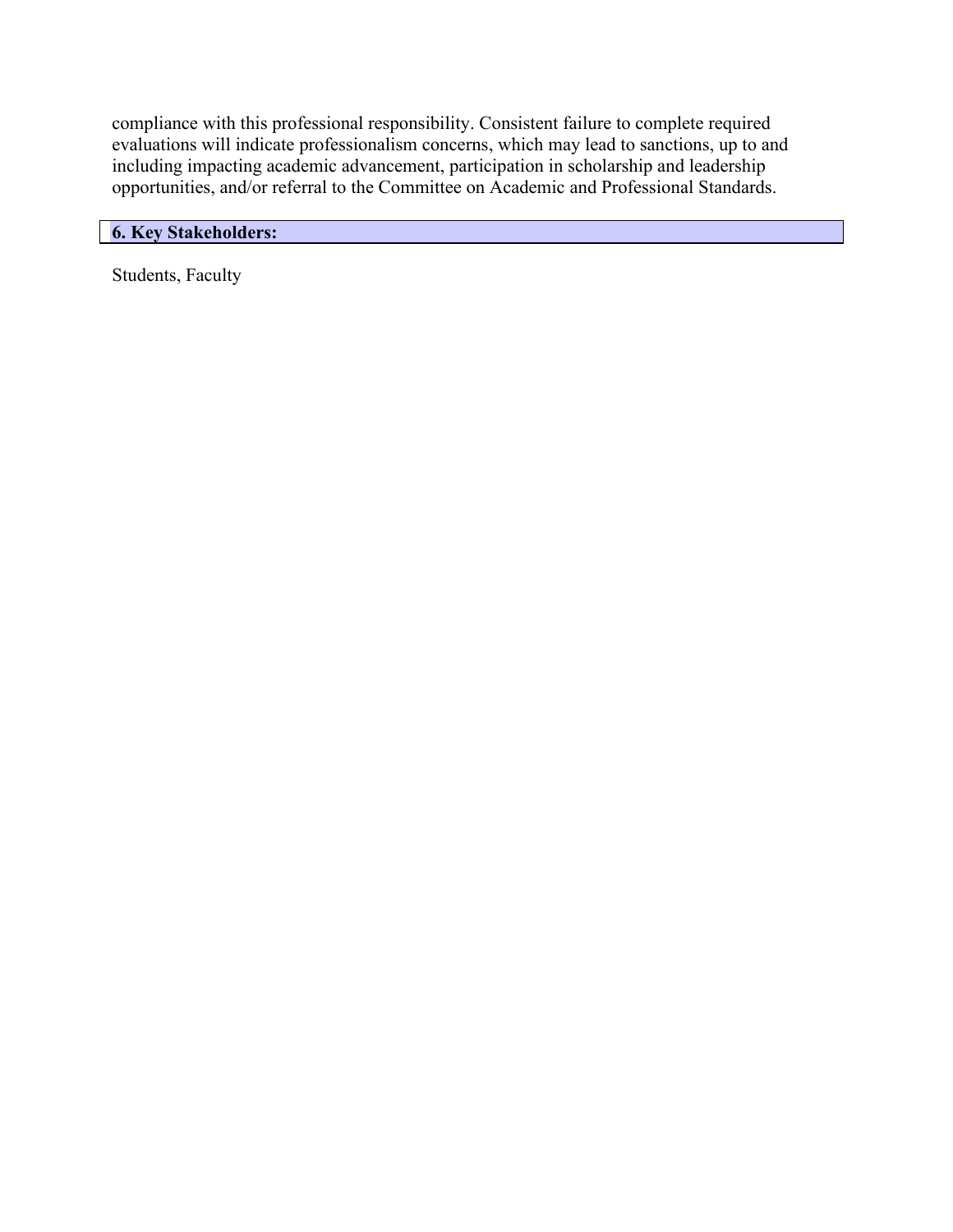compliance with this professional responsibility. Consistent failure to complete required evaluations will indicate professionalism concerns, which may lead to sanctions, up to and including impacting academic advancement, participation in scholarship and leadership opportunities, and/or referral to the Committee on Academic and Professional Standards.

## 6. Key Stakeholders:

Students, Faculty